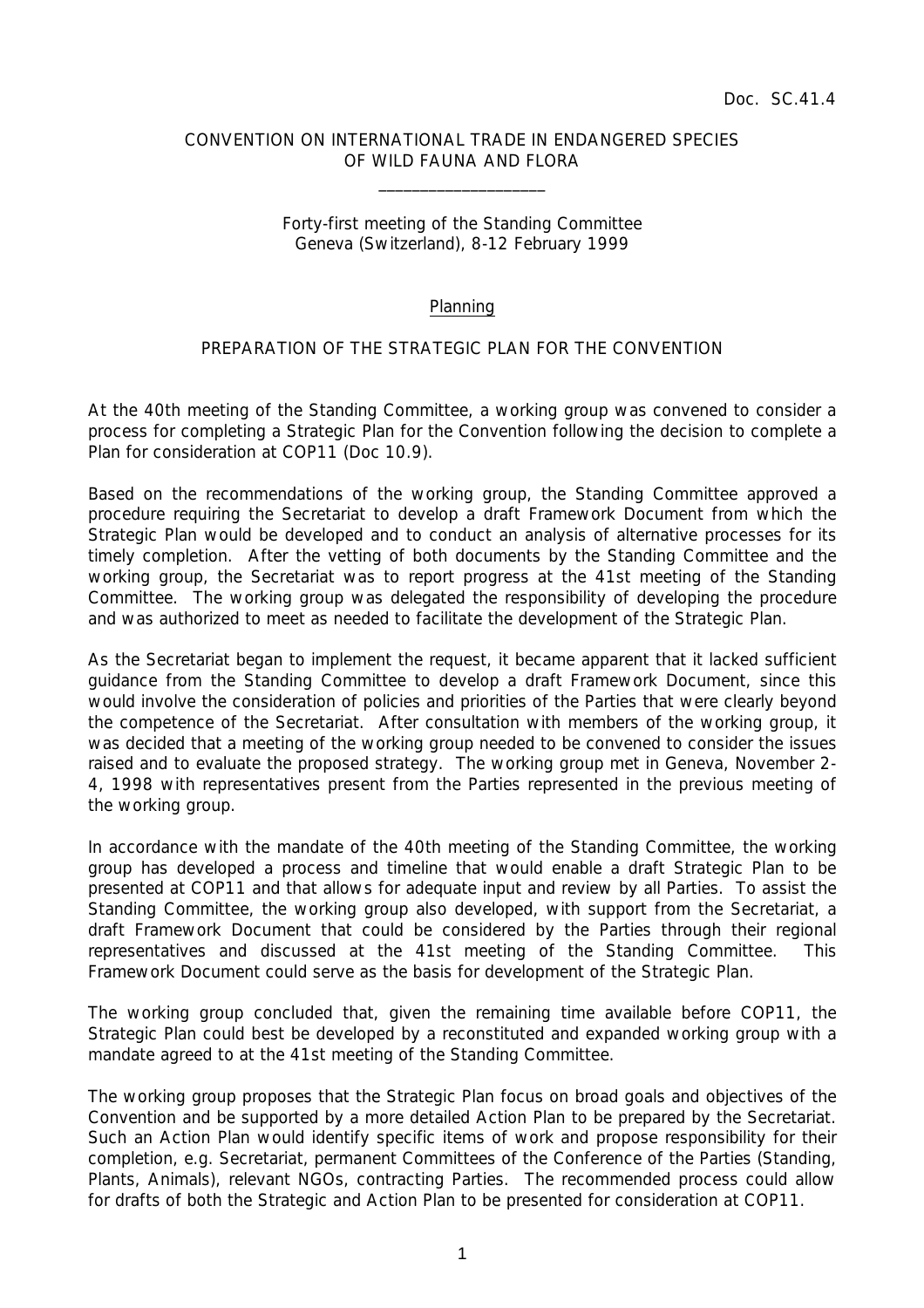Doc. SC.41.4

CONVENTION ON INTERNATIONAL TRADE IN ENDANGERED SPECIES
OF WILD FAUNA AND FLORA

____________________

Forty-first meeting of the Standing Committee
Geneva (Switzerland), 8-12 February 1999

Planning

PREPARATION OF THE STRATEGIC PLAN FOR THE CONVENTION

At the 40th meeting of the Standing Committee, a working group was convened to consider a process for completing a Strategic Plan for the Convention following the decision to complete a Plan for consideration at COP11 (Doc 10.9).

Based on the recommendations of the working group, the Standing Committee approved a procedure requiring the Secretariat to develop a draft Framework Document from which the Strategic Plan would be developed and to conduct an analysis of alternative processes for its timely completion. After the vetting of both documents by the Standing Committee and the working group, the Secretariat was to report progress at the 41st meeting of the Standing Committee. The working group was delegated the responsibility of developing the procedure and was authorized to meet as needed to facilitate the development of the Strategic Plan.

As the Secretariat began to implement the request, it became apparent that it lacked sufficient guidance from the Standing Committee to develop a draft Framework Document, since this would involve the consideration of policies and priorities of the Parties that were clearly beyond the competence of the Secretariat. After consultation with members of the working group, it was decided that a meeting of the working group needed to be convened to consider the issues raised and to evaluate the proposed strategy. The working group met in Geneva, November 2-4, 1998 with representatives present from the Parties represented in the previous meeting of the working group.

In accordance with the mandate of the 40th meeting of the Standing Committee, the working group has developed a process and timeline that would enable a draft Strategic Plan to be presented at COP11 and that allows for adequate input and review by all Parties. To assist the Standing Committee, the working group also developed, with support from the Secretariat, a draft Framework Document that could be considered by the Parties through their regional representatives and discussed at the 41st meeting of the Standing Committee. This Framework Document could serve as the basis for development of the Strategic Plan.

The working group concluded that, given the remaining time available before COP11, the Strategic Plan could best be developed by a reconstituted and expanded working group with a mandate agreed to at the 41st meeting of the Standing Committee.

The working group proposes that the Strategic Plan focus on broad goals and objectives of the Convention and be supported by a more detailed Action Plan to be prepared by the Secretariat. Such an Action Plan would identify specific items of work and propose responsibility for their completion, e.g. Secretariat, permanent Committees of the Conference of the Parties (Standing, Plants, Animals), relevant NGOs, contracting Parties. The recommended process could allow for drafts of both the Strategic and Action Plan to be presented for consideration at COP11.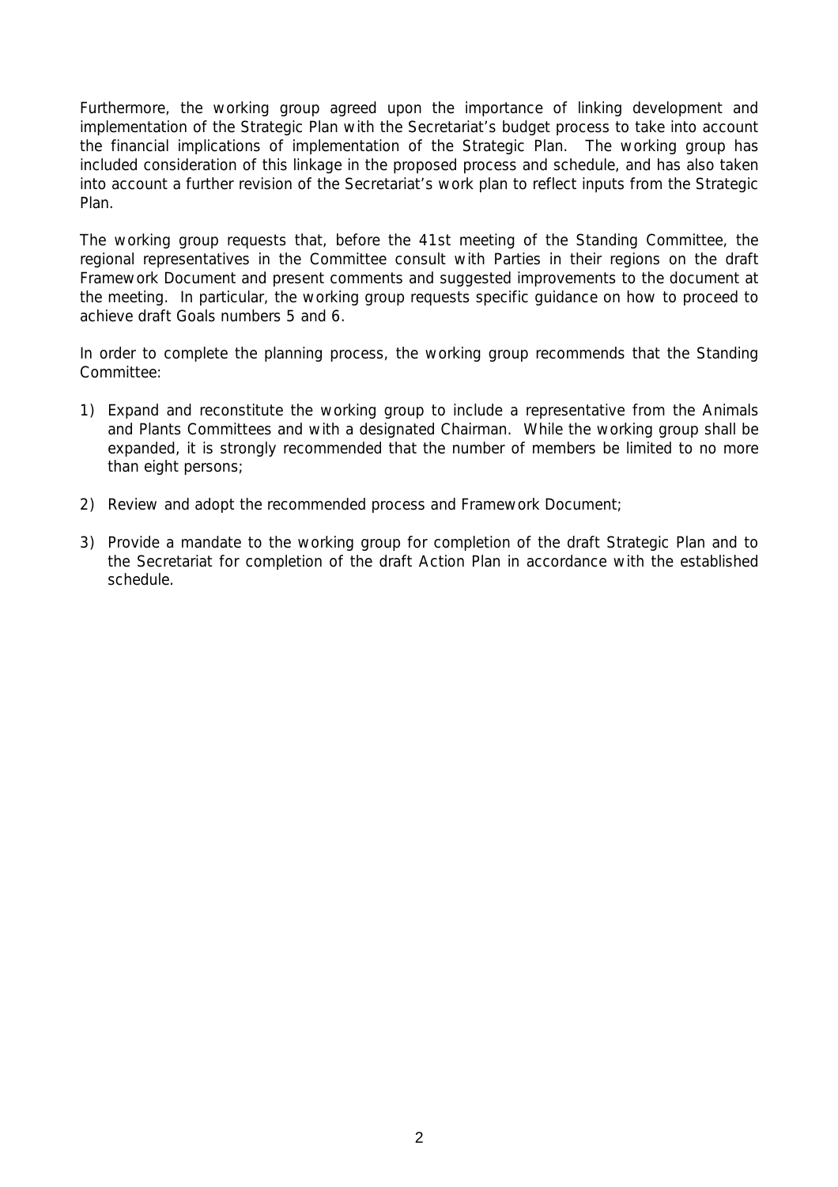Furthermore, the working group agreed upon the importance of linking development and implementation of the Strategic Plan with the Secretariat's budget process to take into account the financial implications of implementation of the Strategic Plan. The working group has included consideration of this linkage in the proposed process and schedule, and has also taken into account a further revision of the Secretariat's work plan to reflect inputs from the Strategic Plan.

The working group requests that, before the 41st meeting of the Standing Committee, the regional representatives in the Committee consult with Parties in their regions on the draft Framework Document and present comments and suggested improvements to the document at the meeting. In particular, the working group requests specific guidance on how to proceed to achieve draft Goals numbers 5 and 6.

In order to complete the planning process, the working group recommends that the Standing Committee:

1) Expand and reconstitute the working group to include a representative from the Animals and Plants Committees and with a designated Chairman. While the working group shall be expanded, it is strongly recommended that the number of members be limited to no more than eight persons;

2) Review and adopt the recommended process and Framework Document;

3) Provide a mandate to the working group for completion of the draft Strategic Plan and to the Secretariat for completion of the draft Action Plan in accordance with the established schedule.